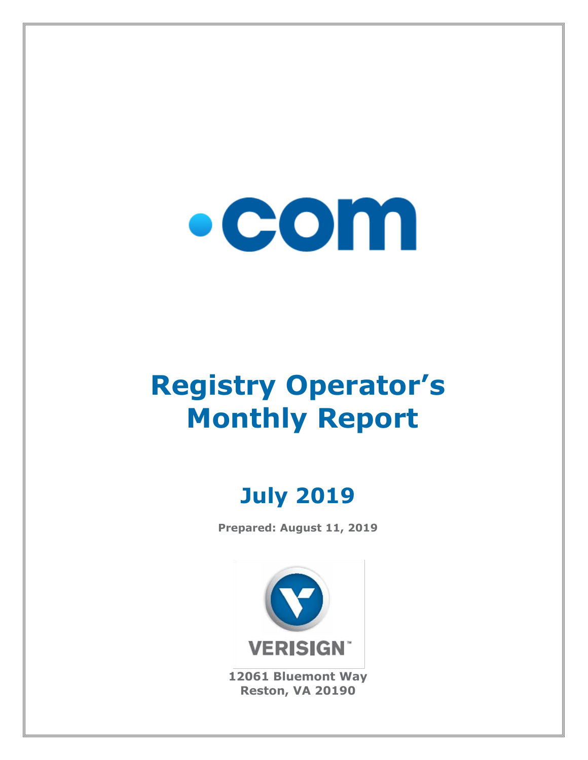.com

# Registry Operator's Monthly Report

## July 2019

**Prepared: August 11, 2019**

VERISIGN

**12061 Bluemont Way**
**Reston, VA 20190**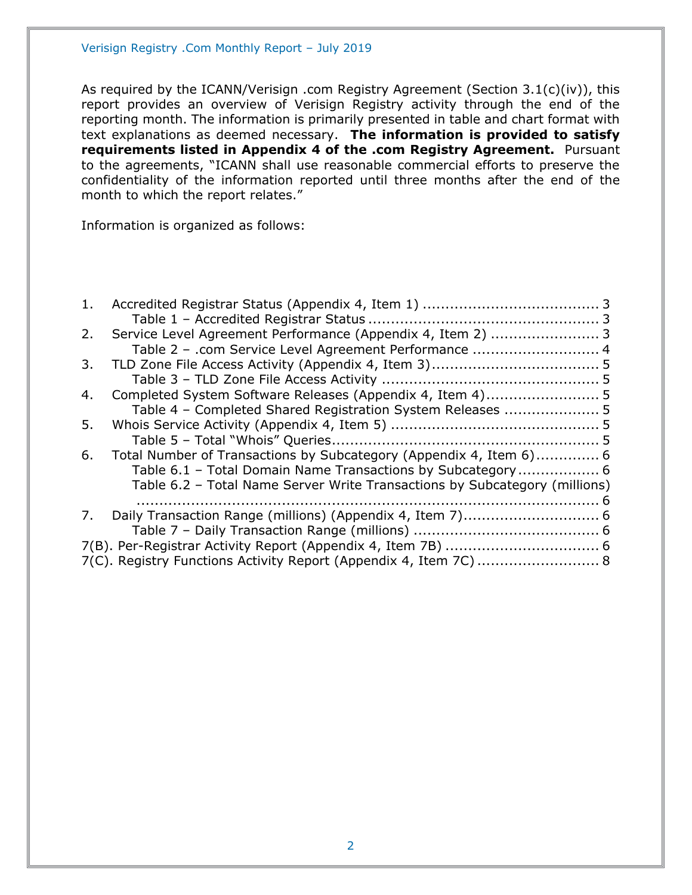As required by the ICANN/Verisign .com Registry Agreement (Section 3.1(c)(iv)), this report provides an overview of Verisign Registry activity through the end of the reporting month. The information is primarily presented in table and chart format with text explanations as deemed necessary. **The information is provided to satisfy requirements listed in Appendix 4 of the .com Registry Agreement.** Pursuant to the agreements, "ICANN shall use reasonable commercial efforts to preserve the confidentiality of the information reported until three months after the end of the month to which the report relates."

Information is organized as follows:

1. Accredited Registrar Status (Appendix 4, Item 1) ...................................... 3
   - Table 1 – Accredited Registrar Status .................................................. 3
2. Service Level Agreement Performance (Appendix 4, Item 2) ....................... 3
   - Table 2 – .com Service Level Agreement Performance ............................ 4
3. TLD Zone File Access Activity (Appendix 4, Item 3)..................................... 5
   - Table 3 – TLD Zone File Access Activity ................................................ 5
4. Completed System Software Releases (Appendix 4, Item 4)......................... 5
   - Table 4 – Completed Shared Registration System Releases ..................... 5
5. Whois Service Activity (Appendix 4, Item 5) .............................................. 5
   - Table 5 – Total "Whois" Queries........................................................... 5
6. Total Number of Transactions by Subcategory (Appendix 4, Item 6).............. 6
   - Table 6.1 – Total Domain Name Transactions by Subcategory.................. 6
   - Table 6.2 – Total Name Server Write Transactions by Subcategory (millions) ........................................................................................... 6
7. Daily Transaction Range (millions) (Appendix 4, Item 7).............................. 6
   - Table 7 – Daily Transaction Range (millions) ......................................... 6

7(B). Per-Registrar Activity Report (Appendix 4, Item 7B) .................................. 6

7(C). Registry Functions Activity Report (Appendix 4, Item 7C) ........................... 8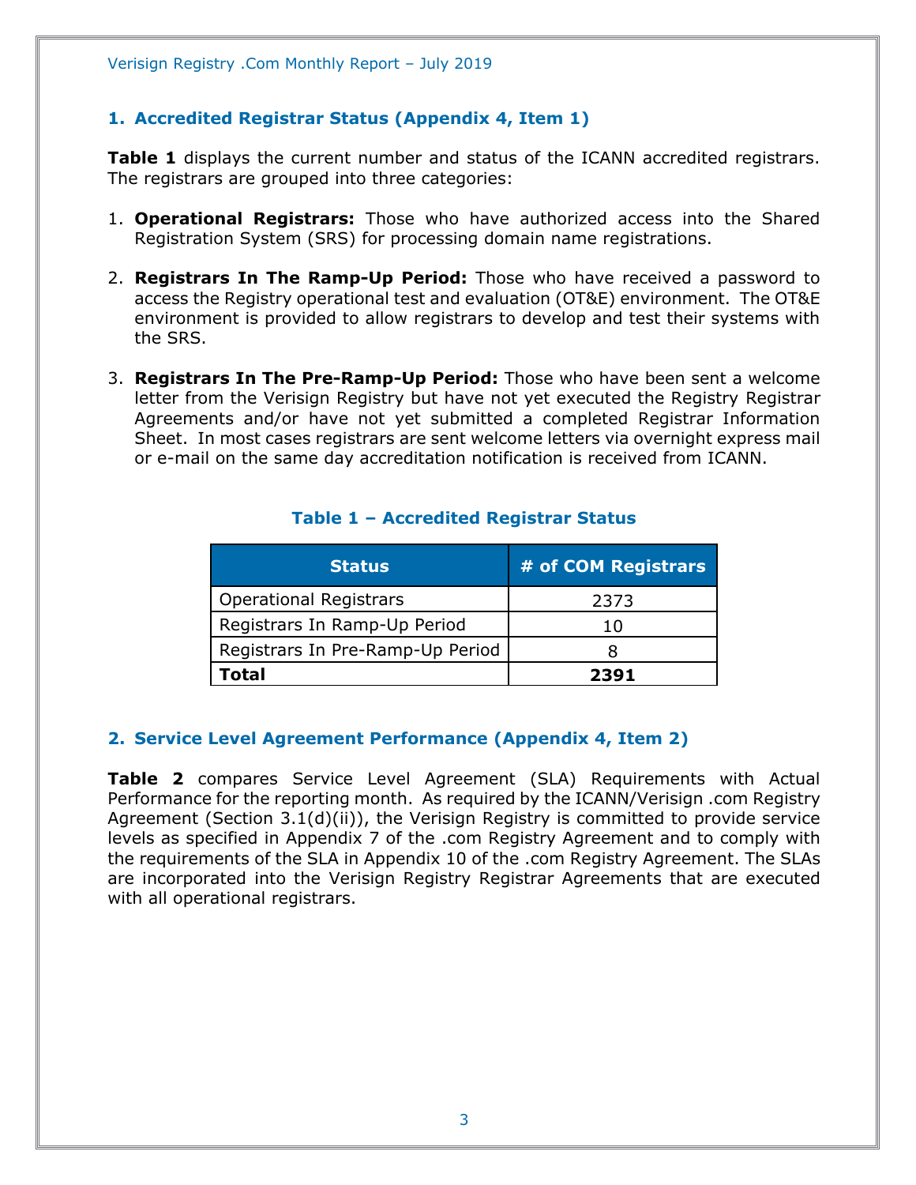## 1. Accredited Registrar Status (Appendix 4, Item 1)

**Table 1** displays the current number and status of the ICANN accredited registrars. The registrars are grouped into three categories:

1. **Operational Registrars:** Those who have authorized access into the Shared Registration System (SRS) for processing domain name registrations.

2. **Registrars In The Ramp-Up Period:** Those who have received a password to access the Registry operational test and evaluation (OT&E) environment. The OT&E environment is provided to allow registrars to develop and test their systems with the SRS.

3. **Registrars In The Pre-Ramp-Up Period:** Those who have been sent a welcome letter from the Verisign Registry but have not yet executed the Registry Registrar Agreements and/or have not yet submitted a completed Registrar Information Sheet. In most cases registrars are sent welcome letters via overnight express mail or e-mail on the same day accreditation notification is received from ICANN.

### Table 1 – Accredited Registrar Status

| Status | # of COM Registrars |
|---|---|
| Operational Registrars | 2373 |
| Registrars In Ramp-Up Period | 10 |
| Registrars In Pre-Ramp-Up Period | 8 |
| **Total** | **2391** |

## 2. Service Level Agreement Performance (Appendix 4, Item 2)

**Table 2** compares Service Level Agreement (SLA) Requirements with Actual Performance for the reporting month. As required by the ICANN/Verisign .com Registry Agreement (Section 3.1(d)(ii)), the Verisign Registry is committed to provide service levels as specified in Appendix 7 of the .com Registry Agreement and to comply with the requirements of the SLA in Appendix 10 of the .com Registry Agreement. The SLAs are incorporated into the Verisign Registry Registrar Agreements that are executed with all operational registrars.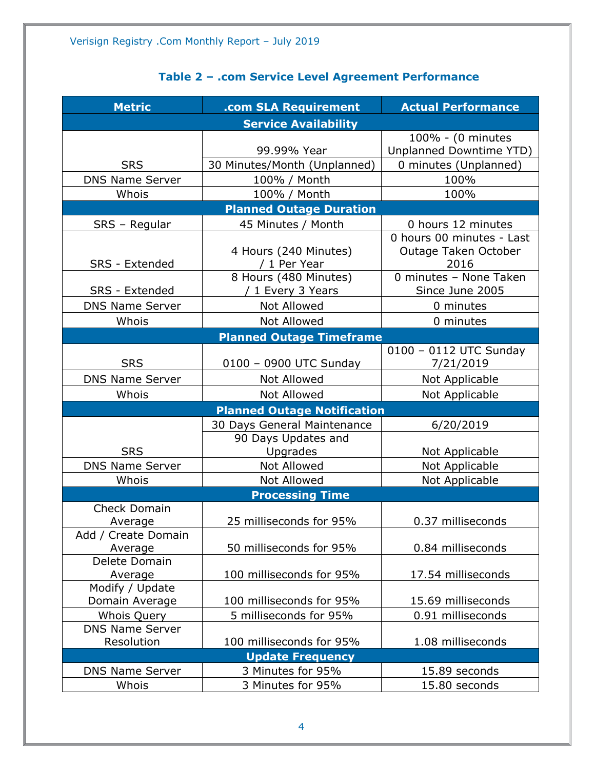### Table 2 – .com Service Level Agreement Performance

| Metric | .com SLA Requirement | Actual Performance |
|---|---|---|
| **Service Availability** | | |
| SRS | 99.99% Year | 100% - (0 minutes Unplanned Downtime YTD) |
| | 30 Minutes/Month (Unplanned) | 0 minutes (Unplanned) |
| DNS Name Server | 100% / Month | 100% |
| Whois | 100% / Month | 100% |
| **Planned Outage Duration** | | |
| SRS – Regular | 45 Minutes / Month | 0 hours 12 minutes |
| SRS - Extended | 4 Hours (240 Minutes) / 1 Per Year | 0 hours 00 minutes - Last Outage Taken October 2016 |
| SRS - Extended | 8 Hours (480 Minutes) / 1 Every 3 Years | 0 minutes – None Taken Since June 2005 |
| DNS Name Server | Not Allowed | 0 minutes |
| Whois | Not Allowed | 0 minutes |
| **Planned Outage Timeframe** | | |
| SRS | 0100 – 0900 UTC Sunday | 0100 – 0112 UTC Sunday 7/21/2019 |
| DNS Name Server | Not Allowed | Not Applicable |
| Whois | Not Allowed | Not Applicable |
| **Planned Outage Notification** | | |
| SRS | 30 Days General Maintenance | 6/20/2019 |
| | 90 Days Updates and Upgrades | Not Applicable |
| DNS Name Server | Not Allowed | Not Applicable |
| Whois | Not Allowed | Not Applicable |
| **Processing Time** | | |
| Check Domain Average | 25 milliseconds for 95% | 0.37 milliseconds |
| Add / Create Domain Average | 50 milliseconds for 95% | 0.84 milliseconds |
| Delete Domain Average | 100 milliseconds for 95% | 17.54 milliseconds |
| Modify / Update Domain Average | 100 milliseconds for 95% | 15.69 milliseconds |
| Whois Query | 5 milliseconds for 95% | 0.91 milliseconds |
| DNS Name Server Resolution | 100 milliseconds for 95% | 1.08 milliseconds |
| **Update Frequency** | | |
| DNS Name Server | 3 Minutes for 95% | 15.89 seconds |
| Whois | 3 Minutes for 95% | 15.80 seconds |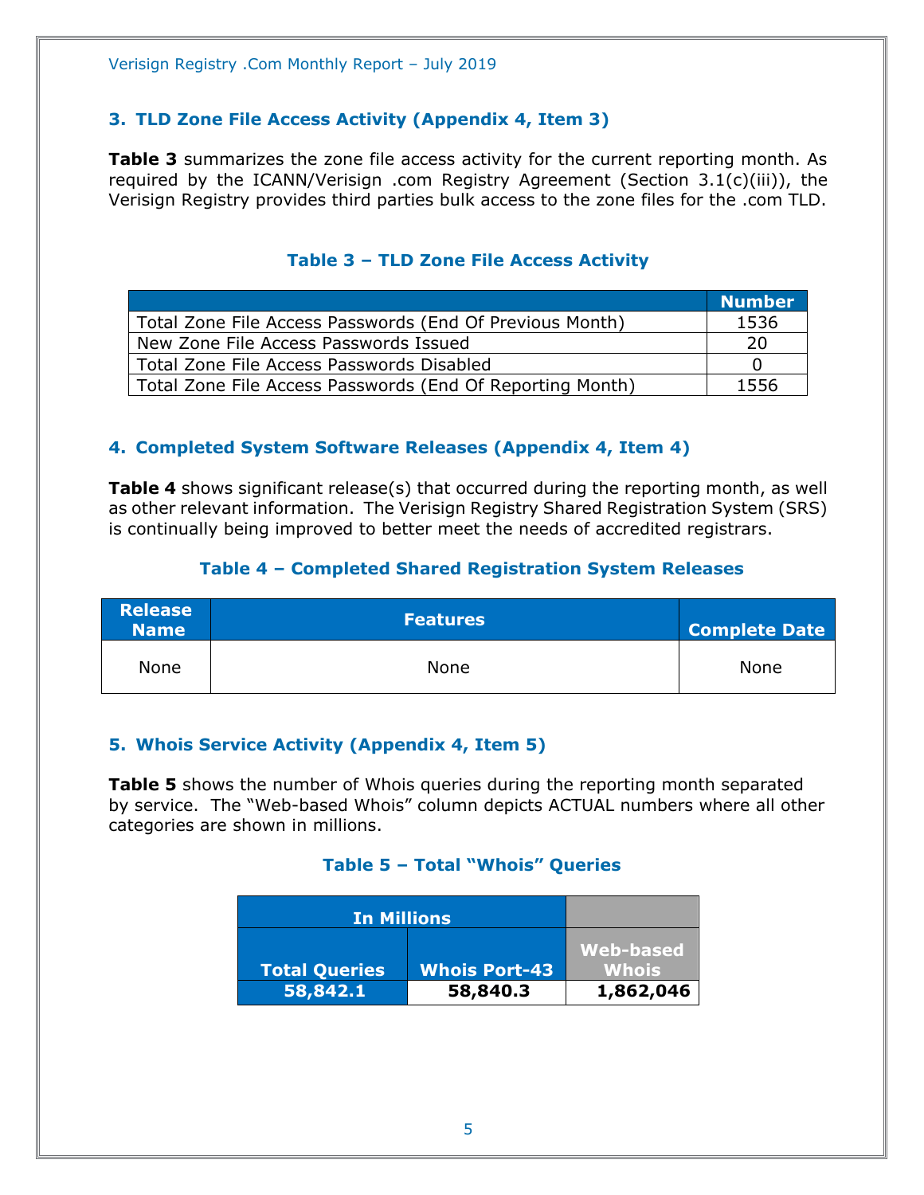## 3. TLD Zone File Access Activity (Appendix 4, Item 3)

**Table 3** summarizes the zone file access activity for the current reporting month. As required by the ICANN/Verisign .com Registry Agreement (Section 3.1(c)(iii)), the Verisign Registry provides third parties bulk access to the zone files for the .com TLD.

### Table 3 – TLD Zone File Access Activity

| | Number |
|---|---|
| Total Zone File Access Passwords (End Of Previous Month) | 1536 |
| New Zone File Access Passwords Issued | 20 |
| Total Zone File Access Passwords Disabled | 0 |
| Total Zone File Access Passwords (End Of Reporting Month) | 1556 |

## 4. Completed System Software Releases (Appendix 4, Item 4)

**Table 4** shows significant release(s) that occurred during the reporting month, as well as other relevant information. The Verisign Registry Shared Registration System (SRS) is continually being improved to better meet the needs of accredited registrars.

### Table 4 – Completed Shared Registration System Releases

| Release Name | Features | Complete Date |
|---|---|---|
| None | None | None |

## 5. Whois Service Activity (Appendix 4, Item 5)

**Table 5** shows the number of Whois queries during the reporting month separated by service. The "Web-based Whois" column depicts ACTUAL numbers where all other categories are shown in millions.

### Table 5 – Total "Whois" Queries

| In Millions | | |
|---|---|---|
| Total Queries | Whois Port-43 | Web-based Whois |
| 58,842.1 | 58,840.3 | 1,862,046 |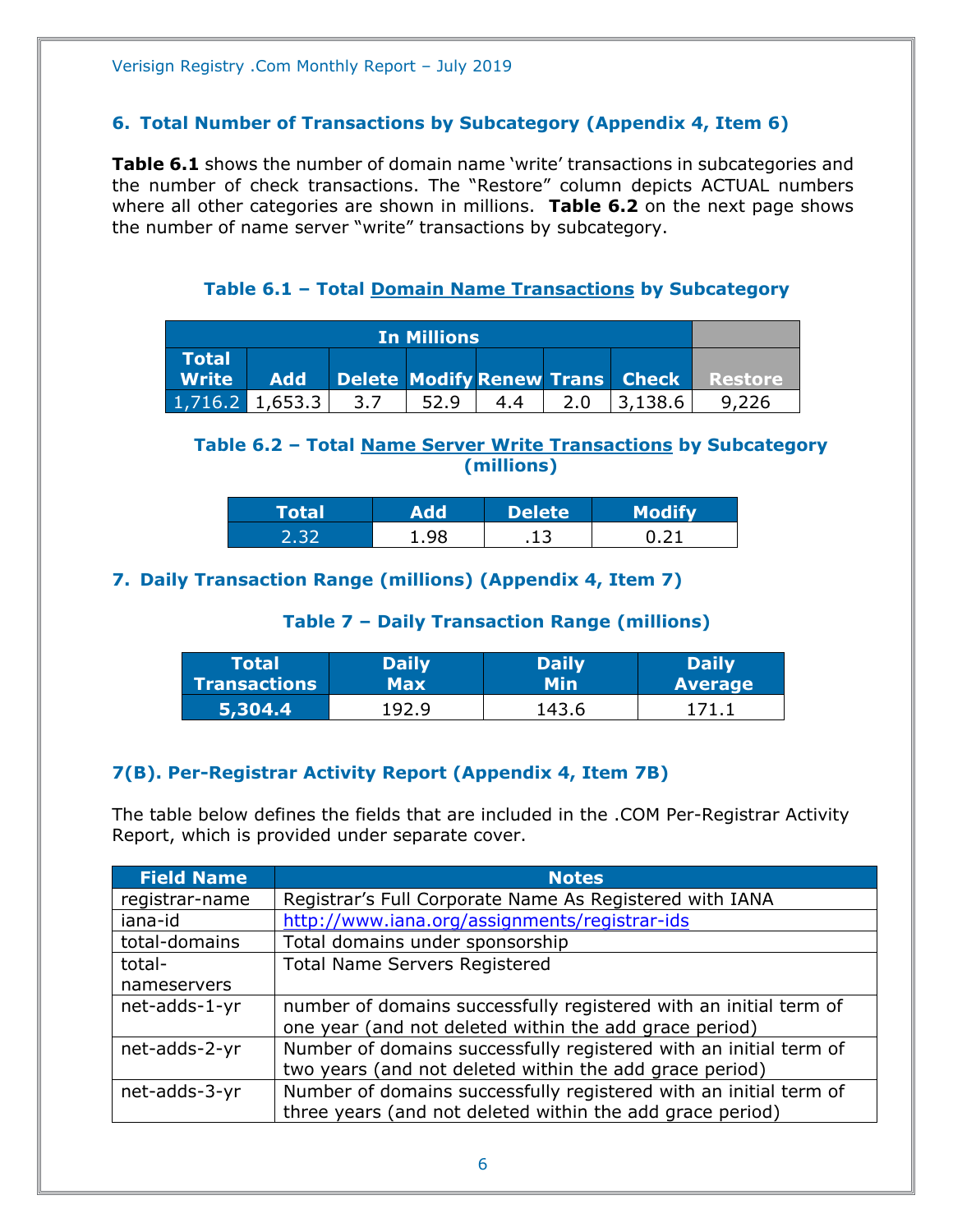## 6. Total Number of Transactions by Subcategory (Appendix 4, Item 6)

**Table 6.1** shows the number of domain name 'write' transactions in subcategories and the number of check transactions. The "Restore" column depicts ACTUAL numbers where all other categories are shown in millions. **Table 6.2** on the next page shows the number of name server "write" transactions by subcategory.

### Table 6.1 – Total Domain Name Transactions by Subcategory

| In Millions | | | | | | | |
|---|---|---|---|---|---|---|---|
| Total Write | Add | Delete | Modify | Renew | Trans | Check | Restore |
| 1,716.2 | 1,653.3 | 3.7 | 52.9 | 4.4 | 2.0 | 3,138.6 | 9,226 |

### Table 6.2 – Total Name Server Write Transactions by Subcategory (millions)

| Total | Add | Delete | Modify |
|---|---|---|---|
| 2.32 | 1.98 | .13 | 0.21 |

## 7. Daily Transaction Range (millions) (Appendix 4, Item 7)

### Table 7 – Daily Transaction Range (millions)

| Total Transactions | Daily Max | Daily Min | Daily Average |
|---|---|---|---|
| **5,304.4** | 192.9 | 143.6 | 171.1 |

## 7(B). Per-Registrar Activity Report (Appendix 4, Item 7B)

The table below defines the fields that are included in the .COM Per-Registrar Activity Report, which is provided under separate cover.

| Field Name | Notes |
|---|---|
| registrar-name | Registrar's Full Corporate Name As Registered with IANA |
| iana-id | http://www.iana.org/assignments/registrar-ids |
| total-domains | Total domains under sponsorship |
| total-nameservers | Total Name Servers Registered |
| net-adds-1-yr | number of domains successfully registered with an initial term of one year (and not deleted within the add grace period) |
| net-adds-2-yr | Number of domains successfully registered with an initial term of two years (and not deleted within the add grace period) |
| net-adds-3-yr | Number of domains successfully registered with an initial term of three years (and not deleted within the add grace period) |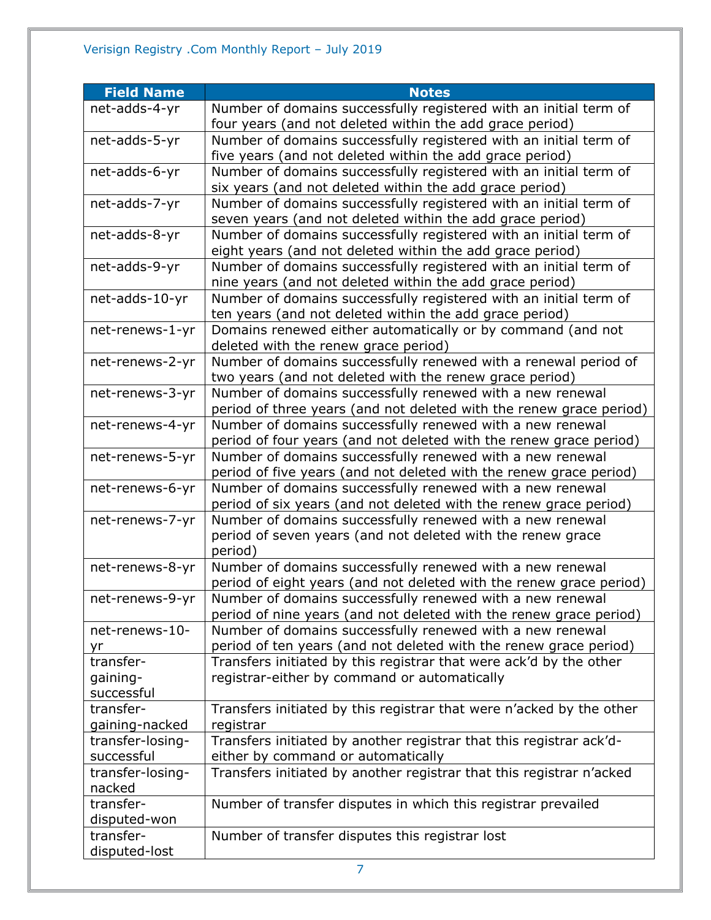| Field Name | Notes |
|---|---|
| net-adds-4-yr | Number of domains successfully registered with an initial term of four years (and not deleted within the add grace period) |
| net-adds-5-yr | Number of domains successfully registered with an initial term of five years (and not deleted within the add grace period) |
| net-adds-6-yr | Number of domains successfully registered with an initial term of six years (and not deleted within the add grace period) |
| net-adds-7-yr | Number of domains successfully registered with an initial term of seven years (and not deleted within the add grace period) |
| net-adds-8-yr | Number of domains successfully registered with an initial term of eight years (and not deleted within the add grace period) |
| net-adds-9-yr | Number of domains successfully registered with an initial term of nine years (and not deleted within the add grace period) |
| net-adds-10-yr | Number of domains successfully registered with an initial term of ten years (and not deleted within the add grace period) |
| net-renews-1-yr | Domains renewed either automatically or by command (and not deleted with the renew grace period) |
| net-renews-2-yr | Number of domains successfully renewed with a renewal period of two years (and not deleted with the renew grace period) |
| net-renews-3-yr | Number of domains successfully renewed with a new renewal period of three years (and not deleted with the renew grace period) |
| net-renews-4-yr | Number of domains successfully renewed with a new renewal period of four years (and not deleted with the renew grace period) |
| net-renews-5-yr | Number of domains successfully renewed with a new renewal period of five years (and not deleted with the renew grace period) |
| net-renews-6-yr | Number of domains successfully renewed with a new renewal period of six years (and not deleted with the renew grace period) |
| net-renews-7-yr | Number of domains successfully renewed with a new renewal period of seven years (and not deleted with the renew grace period) |
| net-renews-8-yr | Number of domains successfully renewed with a new renewal period of eight years (and not deleted with the renew grace period) |
| net-renews-9-yr | Number of domains successfully renewed with a new renewal period of nine years (and not deleted with the renew grace period) |
| net-renews-10-yr | Number of domains successfully renewed with a new renewal period of ten years (and not deleted with the renew grace period) |
| transfer-gaining-successful | Transfers initiated by this registrar that were ack'd by the other registrar-either by command or automatically |
| transfer-gaining-nacked | Transfers initiated by this registrar that were n'acked by the other registrar |
| transfer-losing-successful | Transfers initiated by another registrar that this registrar ack'd-either by command or automatically |
| transfer-losing-nacked | Transfers initiated by another registrar that this registrar n'acked |
| transfer-disputed-won | Number of transfer disputes in which this registrar prevailed |
| transfer-disputed-lost | Number of transfer disputes this registrar lost |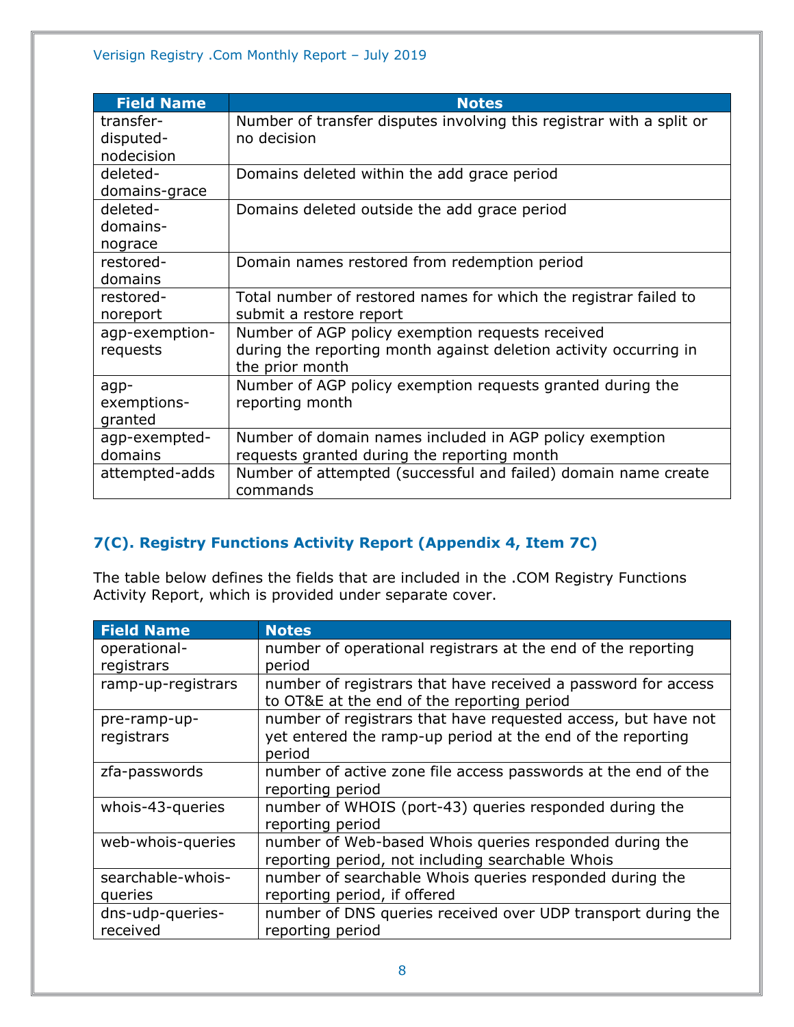| Field Name | Notes |
|---|---|
| transfer-disputed-nodecision | Number of transfer disputes involving this registrar with a split or no decision |
| deleted-domains-grace | Domains deleted within the add grace period |
| deleted-domains-nograce | Domains deleted outside the add grace period |
| restored-domains | Domain names restored from redemption period |
| restored-noreport | Total number of restored names for which the registrar failed to submit a restore report |
| agp-exemption-requests | Number of AGP policy exemption requests received during the reporting month against deletion activity occurring in the prior month |
| agp-exemptions-granted | Number of AGP policy exemption requests granted during the reporting month |
| agp-exempted-domains | Number of domain names included in AGP policy exemption requests granted during the reporting month |
| attempted-adds | Number of attempted (successful and failed) domain name create commands |

## 7(C). Registry Functions Activity Report (Appendix 4, Item 7C)

The table below defines the fields that are included in the .COM Registry Functions Activity Report, which is provided under separate cover.

| Field Name | Notes |
|---|---|
| operational-registrars | number of operational registrars at the end of the reporting period |
| ramp-up-registrars | number of registrars that have received a password for access to OT&E at the end of the reporting period |
| pre-ramp-up-registrars | number of registrars that have requested access, but have not yet entered the ramp-up period at the end of the reporting period |
| zfa-passwords | number of active zone file access passwords at the end of the reporting period |
| whois-43-queries | number of WHOIS (port-43) queries responded during the reporting period |
| web-whois-queries | number of Web-based Whois queries responded during the reporting period, not including searchable Whois |
| searchable-whois-queries | number of searchable Whois queries responded during the reporting period, if offered |
| dns-udp-queries-received | number of DNS queries received over UDP transport during the reporting period |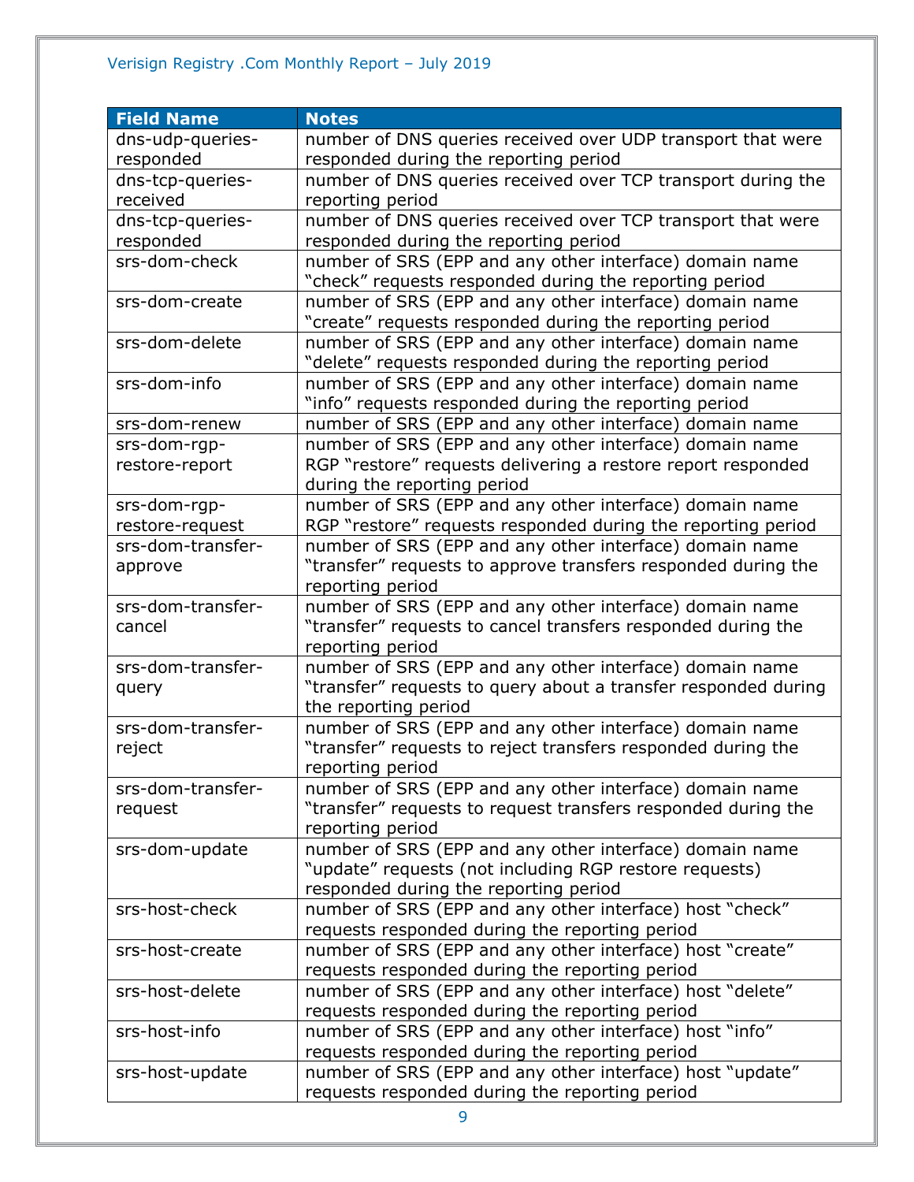| Field Name | Notes |
| --- | --- |
| dns-udp-queries-responded | number of DNS queries received over UDP transport that were responded during the reporting period |
| dns-tcp-queries-received | number of DNS queries received over TCP transport during the reporting period |
| dns-tcp-queries-responded | number of DNS queries received over TCP transport that were responded during the reporting period |
| srs-dom-check | number of SRS (EPP and any other interface) domain name “check” requests responded during the reporting period |
| srs-dom-create | number of SRS (EPP and any other interface) domain name “create” requests responded during the reporting period |
| srs-dom-delete | number of SRS (EPP and any other interface) domain name “delete” requests responded during the reporting period |
| srs-dom-info | number of SRS (EPP and any other interface) domain name “info” requests responded during the reporting period |
| srs-dom-renew | number of SRS (EPP and any other interface) domain name |
| srs-dom-rgp-restore-report | number of SRS (EPP and any other interface) domain name RGP “restore” requests delivering a restore report responded during the reporting period |
| srs-dom-rgp-restore-request | number of SRS (EPP and any other interface) domain name RGP “restore” requests responded during the reporting period |
| srs-dom-transfer-approve | number of SRS (EPP and any other interface) domain name “transfer” requests to approve transfers responded during the reporting period |
| srs-dom-transfer-cancel | number of SRS (EPP and any other interface) domain name “transfer” requests to cancel transfers responded during the reporting period |
| srs-dom-transfer-query | number of SRS (EPP and any other interface) domain name “transfer” requests to query about a transfer responded during the reporting period |
| srs-dom-transfer-reject | number of SRS (EPP and any other interface) domain name “transfer” requests to reject transfers responded during the reporting period |
| srs-dom-transfer-request | number of SRS (EPP and any other interface) domain name “transfer” requests to request transfers responded during the reporting period |
| srs-dom-update | number of SRS (EPP and any other interface) domain name “update” requests (not including RGP restore requests) responded during the reporting period |
| srs-host-check | number of SRS (EPP and any other interface) host “check” requests responded during the reporting period |
| srs-host-create | number of SRS (EPP and any other interface) host “create” requests responded during the reporting period |
| srs-host-delete | number of SRS (EPP and any other interface) host “delete” requests responded during the reporting period |
| srs-host-info | number of SRS (EPP and any other interface) host “info” requests responded during the reporting period |
| srs-host-update | number of SRS (EPP and any other interface) host “update” requests responded during the reporting period |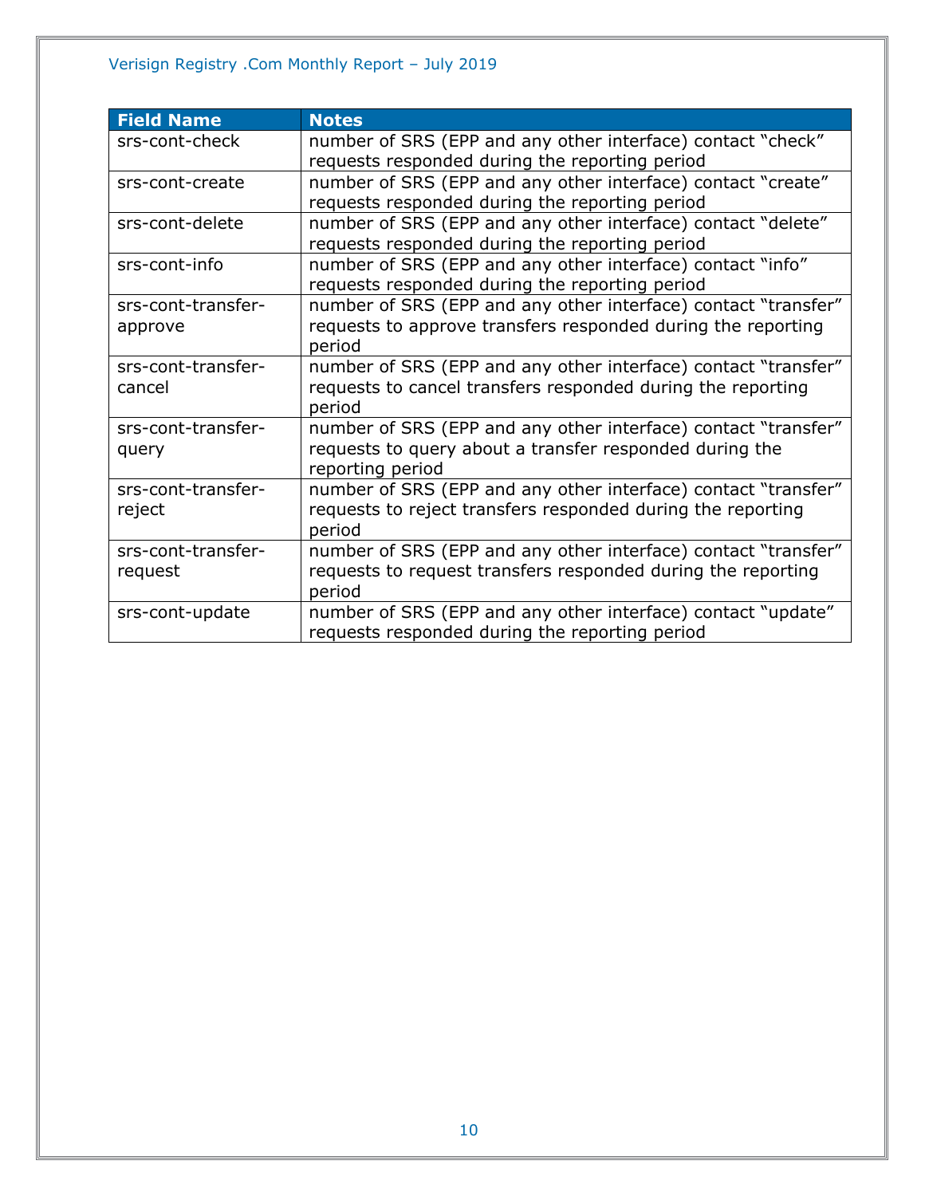| Field Name | Notes |
|---|---|
| srs-cont-check | number of SRS (EPP and any other interface) contact “check” requests responded during the reporting period |
| srs-cont-create | number of SRS (EPP and any other interface) contact “create” requests responded during the reporting period |
| srs-cont-delete | number of SRS (EPP and any other interface) contact “delete” requests responded during the reporting period |
| srs-cont-info | number of SRS (EPP and any other interface) contact “info” requests responded during the reporting period |
| srs-cont-transfer-approve | number of SRS (EPP and any other interface) contact “transfer” requests to approve transfers responded during the reporting period |
| srs-cont-transfer-cancel | number of SRS (EPP and any other interface) contact “transfer” requests to cancel transfers responded during the reporting period |
| srs-cont-transfer-query | number of SRS (EPP and any other interface) contact “transfer” requests to query about a transfer responded during the reporting period |
| srs-cont-transfer-reject | number of SRS (EPP and any other interface) contact “transfer” requests to reject transfers responded during the reporting period |
| srs-cont-transfer-request | number of SRS (EPP and any other interface) contact “transfer” requests to request transfers responded during the reporting period |
| srs-cont-update | number of SRS (EPP and any other interface) contact “update” requests responded during the reporting period |